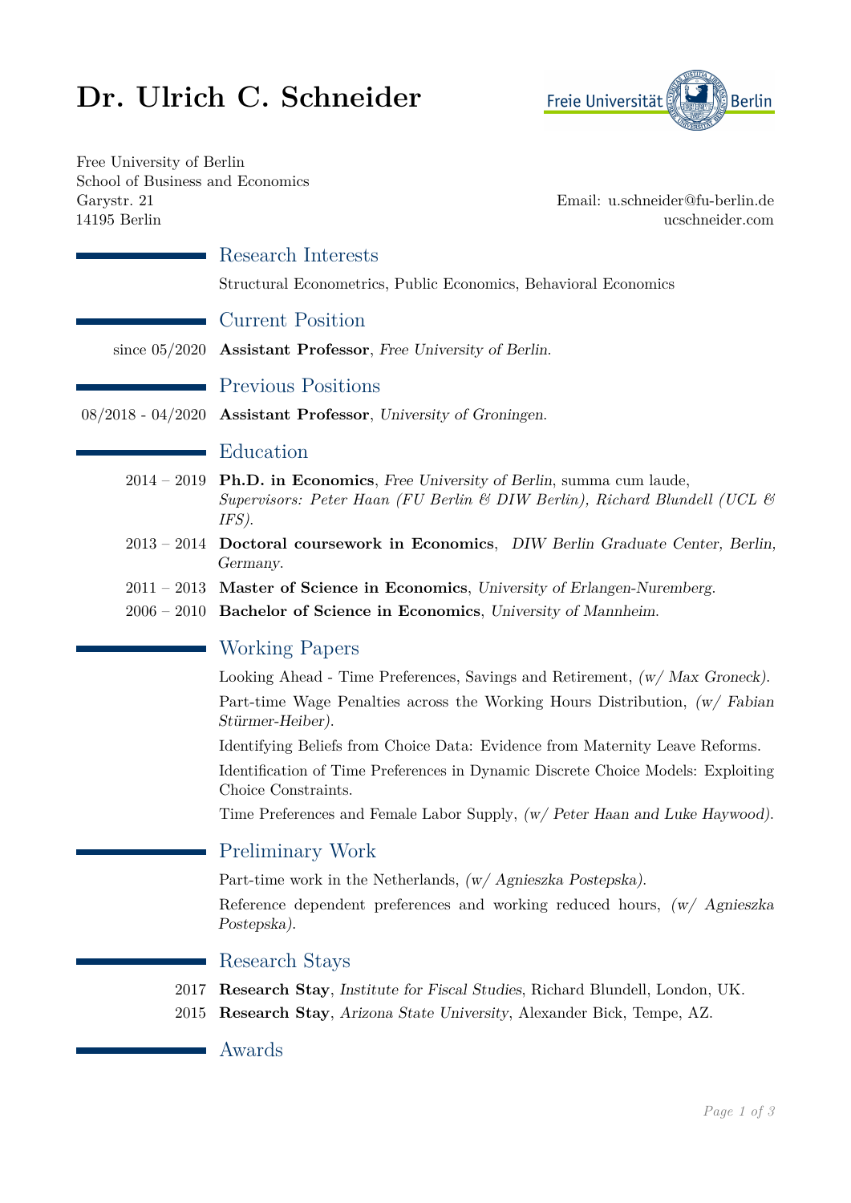# Dr. Ulrich C. Schneider

Free University of Berlin
School of Business and Economics
Garystr. 21
14195 Berlin

Email: u.schneider@fu-berlin.de
ucschneider.com

## Research Interests

Structural Econometrics, Public Economics, Behavioral Economics

## Current Position

since 05/2020 **Assistant Professor**, *Free University of Berlin*.

## Previous Positions

08/2018 - 04/2020 **Assistant Professor**, *University of Groningen*.

## Education

2014 – 2019 **Ph.D. in Economics**, *Free University of Berlin*, summa cum laude, *Supervisors: Peter Haan (FU Berlin & DIW Berlin), Richard Blundell (UCL & IFS)*.

2013 – 2014 **Doctoral coursework in Economics**, *DIW Berlin Graduate Center, Berlin, Germany*.

2011 – 2013 **Master of Science in Economics**, *University of Erlangen-Nuremberg*.

2006 – 2010 **Bachelor of Science in Economics**, *University of Mannheim*.

## Working Papers

Looking Ahead - Time Preferences, Savings and Retirement, *(w/ Max Groneck)*.

Part-time Wage Penalties across the Working Hours Distribution, *(w/ Fabian Stürmer-Heiber)*.

Identifying Beliefs from Choice Data: Evidence from Maternity Leave Reforms.

Identification of Time Preferences in Dynamic Discrete Choice Models: Exploiting Choice Constraints.

Time Preferences and Female Labor Supply, *(w/ Peter Haan and Luke Haywood)*.

## Preliminary Work

Part-time work in the Netherlands, *(w/ Agnieszka Postepska)*.

Reference dependent preferences and working reduced hours, *(w/ Agnieszka Postepska)*.

## Research Stays

2017 **Research Stay**, *Institute for Fiscal Studies*, Richard Blundell, London, UK.

2015 **Research Stay**, *Arizona State University*, Alexander Bick, Tempe, AZ.

## Awards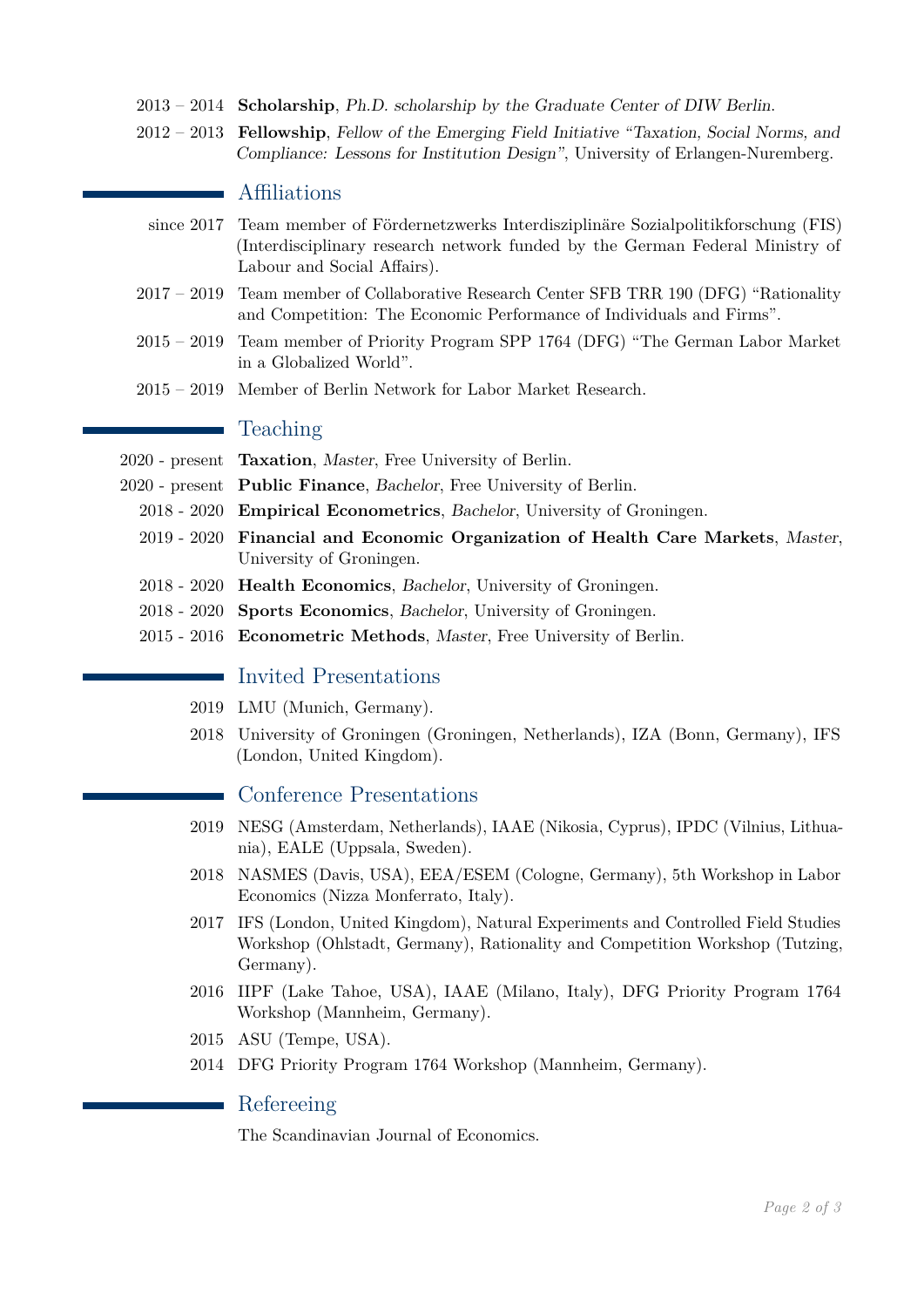2013 – 2014 **Scholarship**, *Ph.D. scholarship by the Graduate Center of DIW Berlin.*

2012 – 2013 **Fellowship**, *Fellow of the Emerging Field Initiative "Taxation, Social Norms, and Compliance: Lessons for Institution Design"*, University of Erlangen-Nuremberg.

## Affiliations

since 2017 Team member of Fördernetzwerks Interdisziplinäre Sozialpolitikforschung (FIS) (Interdisciplinary research network funded by the German Federal Ministry of Labour and Social Affairs).

2017 – 2019 Team member of Collaborative Research Center SFB TRR 190 (DFG) "Rationality and Competition: The Economic Performance of Individuals and Firms".

2015 – 2019 Team member of Priority Program SPP 1764 (DFG) "The German Labor Market in a Globalized World".

2015 – 2019 Member of Berlin Network for Labor Market Research.

## Teaching

2020 - present **Taxation**, *Master*, Free University of Berlin.

2020 - present **Public Finance**, *Bachelor*, Free University of Berlin.

2018 - 2020 **Empirical Econometrics**, *Bachelor*, University of Groningen.

2019 - 2020 **Financial and Economic Organization of Health Care Markets**, *Master*, University of Groningen.

2018 - 2020 **Health Economics**, *Bachelor*, University of Groningen.

2018 - 2020 **Sports Economics**, *Bachelor*, University of Groningen.

2015 - 2016 **Econometric Methods**, *Master*, Free University of Berlin.

## Invited Presentations

2019 LMU (Munich, Germany).

2018 University of Groningen (Groningen, Netherlands), IZA (Bonn, Germany), IFS (London, United Kingdom).

## Conference Presentations

2019 NESG (Amsterdam, Netherlands), IAAE (Nikosia, Cyprus), IPDC (Vilnius, Lithuania), EALE (Uppsala, Sweden).

2018 NASMES (Davis, USA), EEA/ESEM (Cologne, Germany), 5th Workshop in Labor Economics (Nizza Monferrato, Italy).

2017 IFS (London, United Kingdom), Natural Experiments and Controlled Field Studies Workshop (Ohlstadt, Germany), Rationality and Competition Workshop (Tutzing, Germany).

2016 IIPF (Lake Tahoe, USA), IAAE (Milano, Italy), DFG Priority Program 1764 Workshop (Mannheim, Germany).

2015 ASU (Tempe, USA).

2014 DFG Priority Program 1764 Workshop (Mannheim, Germany).

## Refereeing

The Scandinavian Journal of Economics.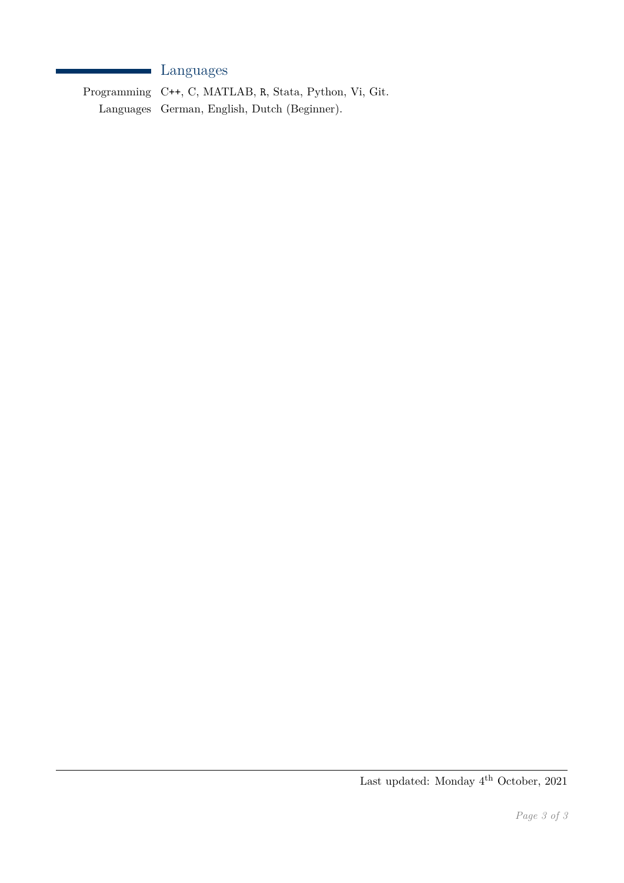## Languages

| | |
|---|---|
| Programming | C++, C, MATLAB, R, Stata, Python, Vi, Git. |
| Languages | German, English, Dutch (Beginner). |

Last updated: Monday 4th October, 2021